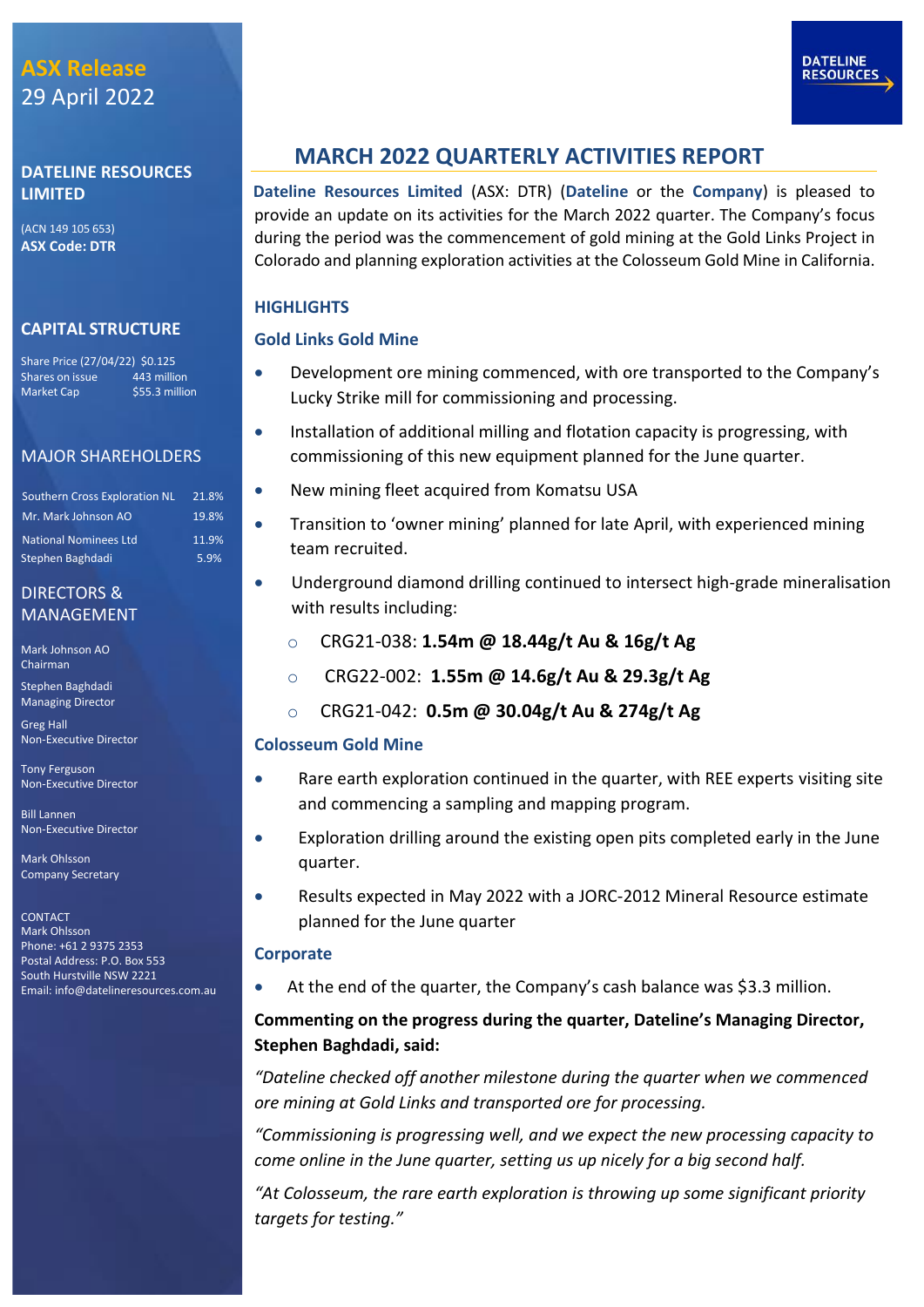**ASX Release**
29 April 2022

**DATELINE RESOURCES LIMITED**

(ACN 149 105 653)
**ASX Code: DTR**

**CAPITAL STRUCTURE**

| | |
|---|---|
| Share Price (27/04/22) | $0.125 |
| Shares on issue | 443 million |
| Market Cap | $55.3 million |

**MAJOR SHAREHOLDERS**

| | |
|---|---|
| Southern Cross Exploration NL | 21.8% |
| Mr. Mark Johnson AO | 19.8% |
| National Nominees Ltd | 11.9% |
| Stephen Baghdadi | 5.9% |

**DIRECTORS & MANAGEMENT**

Mark Johnson AO
Chairman

Stephen Baghdadi
Managing Director

Greg Hall
Non-Executive Director

Tony Ferguson
Non-Executive Director

Bill Lannen
Non-Executive Director

Mark Ohlsson
Company Secretary

CONTACT
Mark Ohlsson
Phone: +61 2 9375 2353
Postal Address: P.O. Box 553
South Hurstville NSW 2221
Email: info@datelineresources.com.au

# MARCH 2022 QUARTERLY ACTIVITIES REPORT

**Dateline Resources Limited** (ASX: DTR) (**Dateline** or the **Company**) is pleased to provide an update on its activities for the March 2022 quarter. The Company's focus during the period was the commencement of gold mining at the Gold Links Project in Colorado and planning exploration activities at the Colosseum Gold Mine in California.

## HIGHLIGHTS

### Gold Links Gold Mine

- Development ore mining commenced, with ore transported to the Company's Lucky Strike mill for commissioning and processing.
- Installation of additional milling and flotation capacity is progressing, with commissioning of this new equipment planned for the June quarter.
- New mining fleet acquired from Komatsu USA
- Transition to 'owner mining' planned for late April, with experienced mining team recruited.
- Underground diamond drilling continued to intersect high-grade mineralisation with results including:
  - CRG21-038: **1.54m @ 18.44g/t Au & 16g/t Ag**
  - CRG22-002: **1.55m @ 14.6g/t Au & 29.3g/t Ag**
  - CRG21-042: **0.5m @ 30.04g/t Au & 274g/t Ag**

### Colosseum Gold Mine

- Rare earth exploration continued in the quarter, with REE experts visiting site and commencing a sampling and mapping program.
- Exploration drilling around the existing open pits completed early in the June quarter.
- Results expected in May 2022 with a JORC-2012 Mineral Resource estimate planned for the June quarter

### Corporate

- At the end of the quarter, the Company's cash balance was $3.3 million.

**Commenting on the progress during the quarter, Dateline's Managing Director, Stephen Baghdadi, said:**

*"Dateline checked off another milestone during the quarter when we commenced ore mining at Gold Links and transported ore for processing.*

*"Commissioning is progressing well, and we expect the new processing capacity to come online in the June quarter, setting us up nicely for a big second half.*

*"At Colosseum, the rare earth exploration is throwing up some significant priority targets for testing."*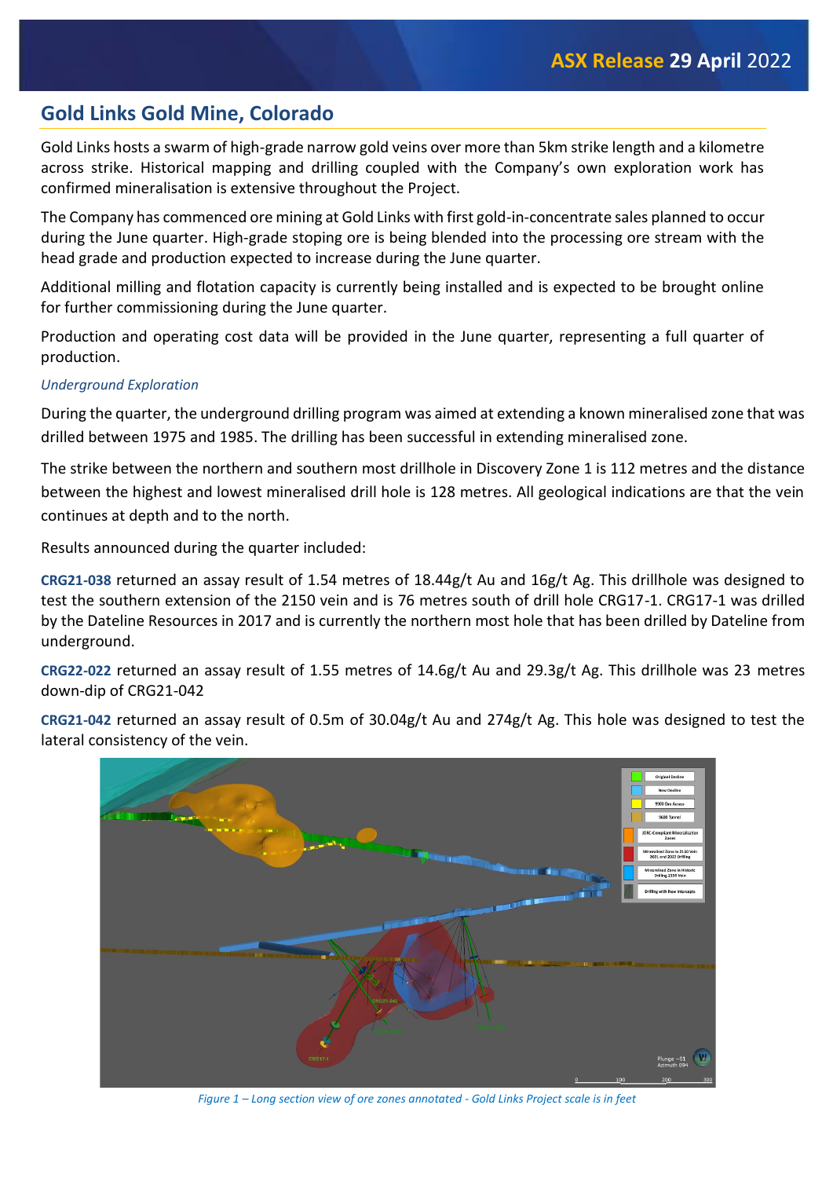## Gold Links Gold Mine, Colorado

Gold Links hosts a swarm of high-grade narrow gold veins over more than 5km strike length and a kilometre across strike. Historical mapping and drilling coupled with the Company's own exploration work has confirmed mineralisation is extensive throughout the Project.

The Company has commenced ore mining at Gold Links with first gold-in-concentrate sales planned to occur during the June quarter. High-grade stoping ore is being blended into the processing ore stream with the head grade and production expected to increase during the June quarter.

Additional milling and flotation capacity is currently being installed and is expected to be brought online for further commissioning during the June quarter.

Production and operating cost data will be provided in the June quarter, representing a full quarter of production.

*Underground Exploration*

During the quarter, the underground drilling program was aimed at extending a known mineralised zone that was drilled between 1975 and 1985. The drilling has been successful in extending mineralised zone.

The strike between the northern and southern most drillhole in Discovery Zone 1 is 112 metres and the distance between the highest and lowest mineralised drill hole is 128 metres. All geological indications are that the vein continues at depth and to the north.

Results announced during the quarter included:

**CRG21-038** returned an assay result of 1.54 metres of 18.44g/t Au and 16g/t Ag. This drillhole was designed to test the southern extension of the 2150 vein and is 76 metres south of drill hole CRG17-1. CRG17-1 was drilled by the Dateline Resources in 2017 and is currently the northern most hole that has been drilled by Dateline from underground.

**CRG22-022** returned an assay result of 1.55 metres of 14.6g/t Au and 29.3g/t Ag. This drillhole was 23 metres down-dip of CRG21-042

**CRG21-042** returned an assay result of 0.5m of 30.04g/t Au and 274g/t Ag. This hole was designed to test the lateral consistency of the vein.

*Figure 1 – Long section view of ore zones annotated - Gold Links Project scale is in feet*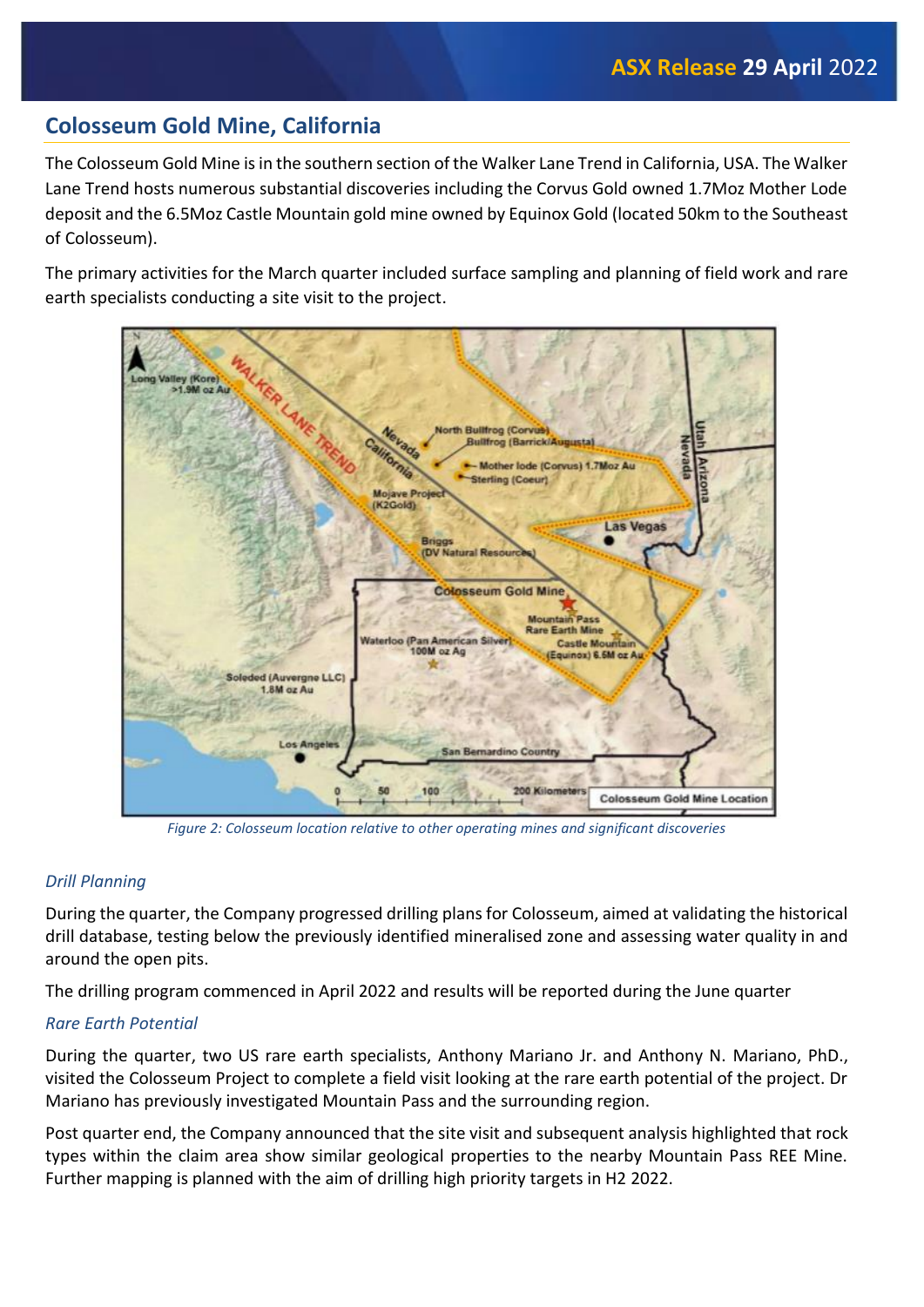## Colosseum Gold Mine, California

The Colosseum Gold Mine is in the southern section of the Walker Lane Trend in California, USA. The Walker Lane Trend hosts numerous substantial discoveries including the Corvus Gold owned 1.7Moz Mother Lode deposit and the 6.5Moz Castle Mountain gold mine owned by Equinox Gold (located 50km to the Southeast of Colosseum).

The primary activities for the March quarter included surface sampling and planning of field work and rare earth specialists conducting a site visit to the project.

*Figure 2: Colosseum location relative to other operating mines and significant discoveries*

### *Drill Planning*

During the quarter, the Company progressed drilling plans for Colosseum, aimed at validating the historical drill database, testing below the previously identified mineralised zone and assessing water quality in and around the open pits.

The drilling program commenced in April 2022 and results will be reported during the June quarter

### *Rare Earth Potential*

During the quarter, two US rare earth specialists, Anthony Mariano Jr. and Anthony N. Mariano, PhD., visited the Colosseum Project to complete a field visit looking at the rare earth potential of the project. Dr Mariano has previously investigated Mountain Pass and the surrounding region.

Post quarter end, the Company announced that the site visit and subsequent analysis highlighted that rock types within the claim area show similar geological properties to the nearby Mountain Pass REE Mine. Further mapping is planned with the aim of drilling high priority targets in H2 2022.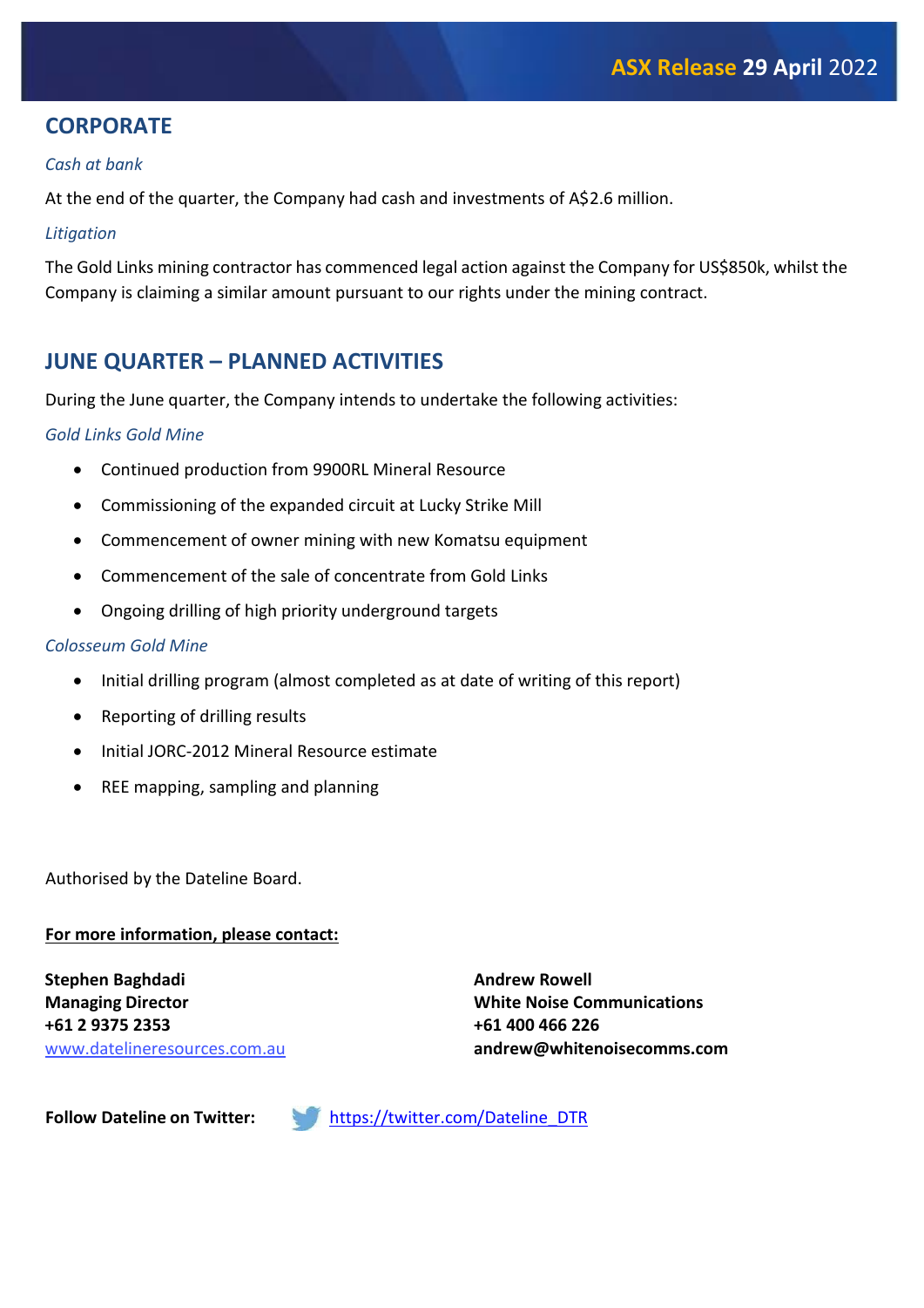## CORPORATE

*Cash at bank*

At the end of the quarter, the Company had cash and investments of A$2.6 million.

*Litigation*

The Gold Links mining contractor has commenced legal action against the Company for US$850k, whilst the Company is claiming a similar amount pursuant to our rights under the mining contract.

## JUNE QUARTER – PLANNED ACTIVITIES

During the June quarter, the Company intends to undertake the following activities:

*Gold Links Gold Mine*

- Continued production from 9900RL Mineral Resource
- Commissioning of the expanded circuit at Lucky Strike Mill
- Commencement of owner mining with new Komatsu equipment
- Commencement of the sale of concentrate from Gold Links
- Ongoing drilling of high priority underground targets

*Colosseum Gold Mine*

- Initial drilling program (almost completed as at date of writing of this report)
- Reporting of drilling results
- Initial JORC-2012 Mineral Resource estimate
- REE mapping, sampling and planning

Authorised by the Dateline Board.

**For more information, please contact:**

**Stephen Baghdadi**
**Managing Director**
**+61 2 9375 2353**
www.datelineresources.com.au

**Andrew Rowell**
**White Noise Communications**
**+61 400 466 226**
**andrew@whitenoisecomms.com**

**Follow Dateline on Twitter:** https://twitter.com/Dateline_DTR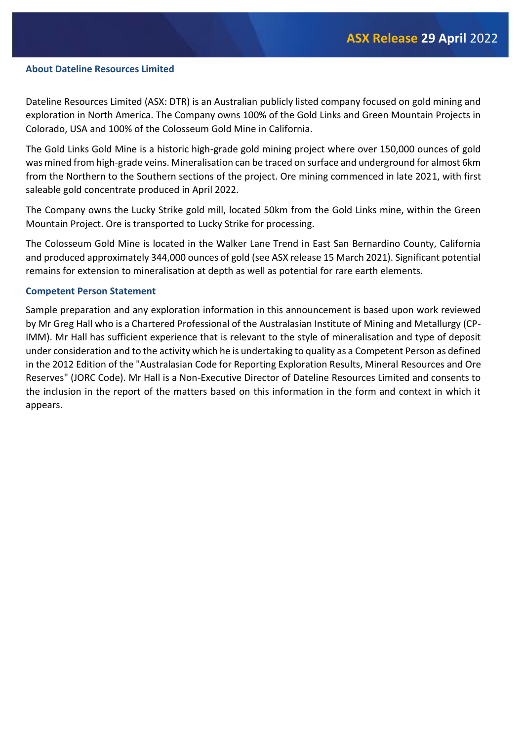## About Dateline Resources Limited

Dateline Resources Limited (ASX: DTR) is an Australian publicly listed company focused on gold mining and exploration in North America. The Company owns 100% of the Gold Links and Green Mountain Projects in Colorado, USA and 100% of the Colosseum Gold Mine in California.

The Gold Links Gold Mine is a historic high-grade gold mining project where over 150,000 ounces of gold was mined from high-grade veins. Mineralisation can be traced on surface and underground for almost 6km from the Northern to the Southern sections of the project. Ore mining commenced in late 2021, with first saleable gold concentrate produced in April 2022.

The Company owns the Lucky Strike gold mill, located 50km from the Gold Links mine, within the Green Mountain Project. Ore is transported to Lucky Strike for processing.

The Colosseum Gold Mine is located in the Walker Lane Trend in East San Bernardino County, California and produced approximately 344,000 ounces of gold (see ASX release 15 March 2021). Significant potential remains for extension to mineralisation at depth as well as potential for rare earth elements.

## Competent Person Statement

Sample preparation and any exploration information in this announcement is based upon work reviewed by Mr Greg Hall who is a Chartered Professional of the Australasian Institute of Mining and Metallurgy (CP-IMM). Mr Hall has sufficient experience that is relevant to the style of mineralisation and type of deposit under consideration and to the activity which he is undertaking to quality as a Competent Person as defined in the 2012 Edition of the "Australasian Code for Reporting Exploration Results, Mineral Resources and Ore Reserves" (JORC Code). Mr Hall is a Non-Executive Director of Dateline Resources Limited and consents to the inclusion in the report of the matters based on this information in the form and context in which it appears.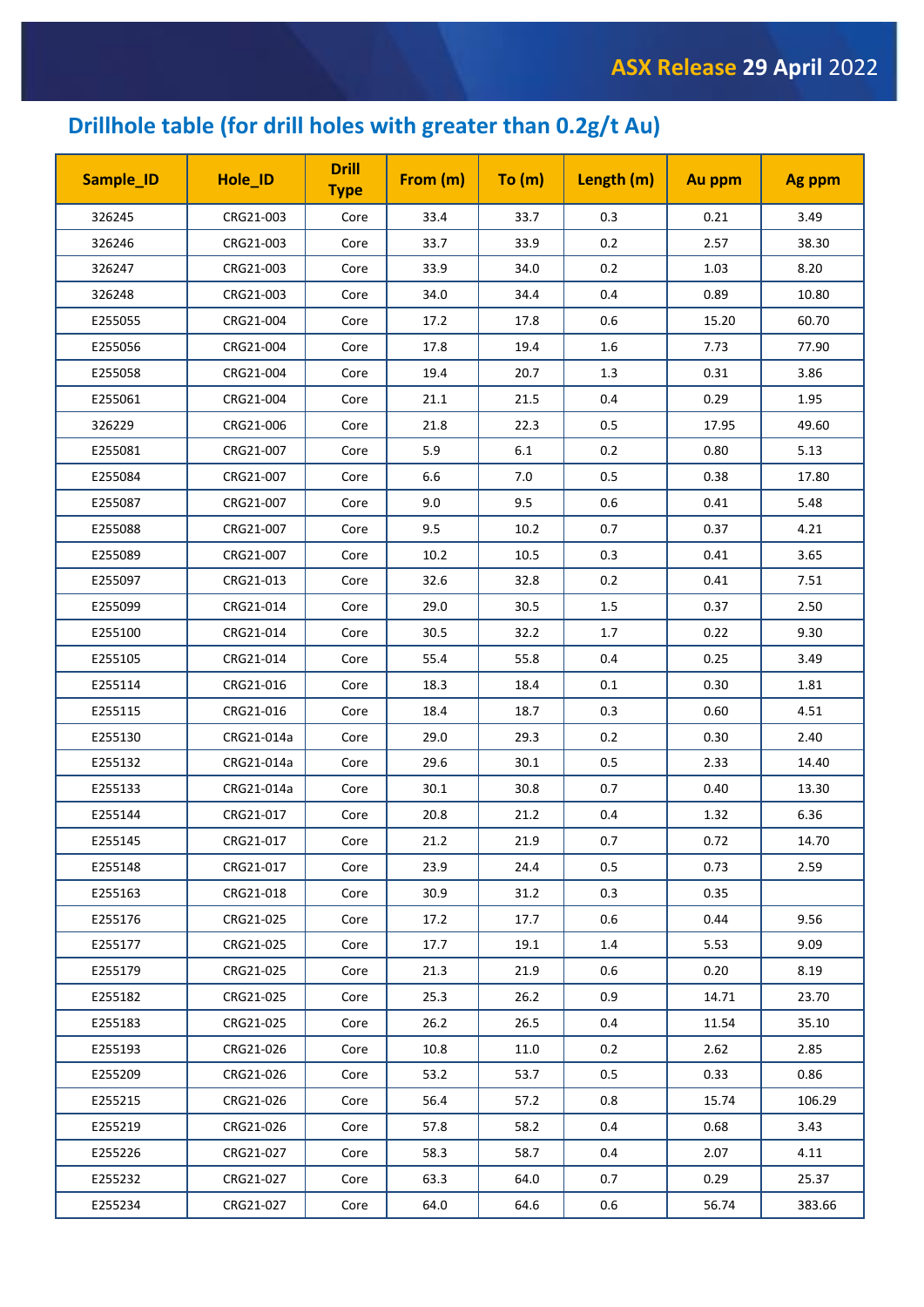## Drillhole table (for drill holes with greater than 0.2g/t Au)

| Sample_ID | Hole_ID | Drill Type | From (m) | To (m) | Length (m) | Au ppm | Ag ppm |
|---|---|---|---|---|---|---|---|
| 326245 | CRG21-003 | Core | 33.4 | 33.7 | 0.3 | 0.21 | 3.49 |
| 326246 | CRG21-003 | Core | 33.7 | 33.9 | 0.2 | 2.57 | 38.30 |
| 326247 | CRG21-003 | Core | 33.9 | 34.0 | 0.2 | 1.03 | 8.20 |
| 326248 | CRG21-003 | Core | 34.0 | 34.4 | 0.4 | 0.89 | 10.80 |
| E255055 | CRG21-004 | Core | 17.2 | 17.8 | 0.6 | 15.20 | 60.70 |
| E255056 | CRG21-004 | Core | 17.8 | 19.4 | 1.6 | 7.73 | 77.90 |
| E255058 | CRG21-004 | Core | 19.4 | 20.7 | 1.3 | 0.31 | 3.86 |
| E255061 | CRG21-004 | Core | 21.1 | 21.5 | 0.4 | 0.29 | 1.95 |
| 326229 | CRG21-006 | Core | 21.8 | 22.3 | 0.5 | 17.95 | 49.60 |
| E255081 | CRG21-007 | Core | 5.9 | 6.1 | 0.2 | 0.80 | 5.13 |
| E255084 | CRG21-007 | Core | 6.6 | 7.0 | 0.5 | 0.38 | 17.80 |
| E255087 | CRG21-007 | Core | 9.0 | 9.5 | 0.6 | 0.41 | 5.48 |
| E255088 | CRG21-007 | Core | 9.5 | 10.2 | 0.7 | 0.37 | 4.21 |
| E255089 | CRG21-007 | Core | 10.2 | 10.5 | 0.3 | 0.41 | 3.65 |
| E255097 | CRG21-013 | Core | 32.6 | 32.8 | 0.2 | 0.41 | 7.51 |
| E255099 | CRG21-014 | Core | 29.0 | 30.5 | 1.5 | 0.37 | 2.50 |
| E255100 | CRG21-014 | Core | 30.5 | 32.2 | 1.7 | 0.22 | 9.30 |
| E255105 | CRG21-014 | Core | 55.4 | 55.8 | 0.4 | 0.25 | 3.49 |
| E255114 | CRG21-016 | Core | 18.3 | 18.4 | 0.1 | 0.30 | 1.81 |
| E255115 | CRG21-016 | Core | 18.4 | 18.7 | 0.3 | 0.60 | 4.51 |
| E255130 | CRG21-014a | Core | 29.0 | 29.3 | 0.2 | 0.30 | 2.40 |
| E255132 | CRG21-014a | Core | 29.6 | 30.1 | 0.5 | 2.33 | 14.40 |
| E255133 | CRG21-014a | Core | 30.1 | 30.8 | 0.7 | 0.40 | 13.30 |
| E255144 | CRG21-017 | Core | 20.8 | 21.2 | 0.4 | 1.32 | 6.36 |
| E255145 | CRG21-017 | Core | 21.2 | 21.9 | 0.7 | 0.72 | 14.70 |
| E255148 | CRG21-017 | Core | 23.9 | 24.4 | 0.5 | 0.73 | 2.59 |
| E255163 | CRG21-018 | Core | 30.9 | 31.2 | 0.3 | 0.35 | |
| E255176 | CRG21-025 | Core | 17.2 | 17.7 | 0.6 | 0.44 | 9.56 |
| E255177 | CRG21-025 | Core | 17.7 | 19.1 | 1.4 | 5.53 | 9.09 |
| E255179 | CRG21-025 | Core | 21.3 | 21.9 | 0.6 | 0.20 | 8.19 |
| E255182 | CRG21-025 | Core | 25.3 | 26.2 | 0.9 | 14.71 | 23.70 |
| E255183 | CRG21-025 | Core | 26.2 | 26.5 | 0.4 | 11.54 | 35.10 |
| E255193 | CRG21-026 | Core | 10.8 | 11.0 | 0.2 | 2.62 | 2.85 |
| E255209 | CRG21-026 | Core | 53.2 | 53.7 | 0.5 | 0.33 | 0.86 |
| E255215 | CRG21-026 | Core | 56.4 | 57.2 | 0.8 | 15.74 | 106.29 |
| E255219 | CRG21-026 | Core | 57.8 | 58.2 | 0.4 | 0.68 | 3.43 |
| E255226 | CRG21-027 | Core | 58.3 | 58.7 | 0.4 | 2.07 | 4.11 |
| E255232 | CRG21-027 | Core | 63.3 | 64.0 | 0.7 | 0.29 | 25.37 |
| E255234 | CRG21-027 | Core | 64.0 | 64.6 | 0.6 | 56.74 | 383.66 |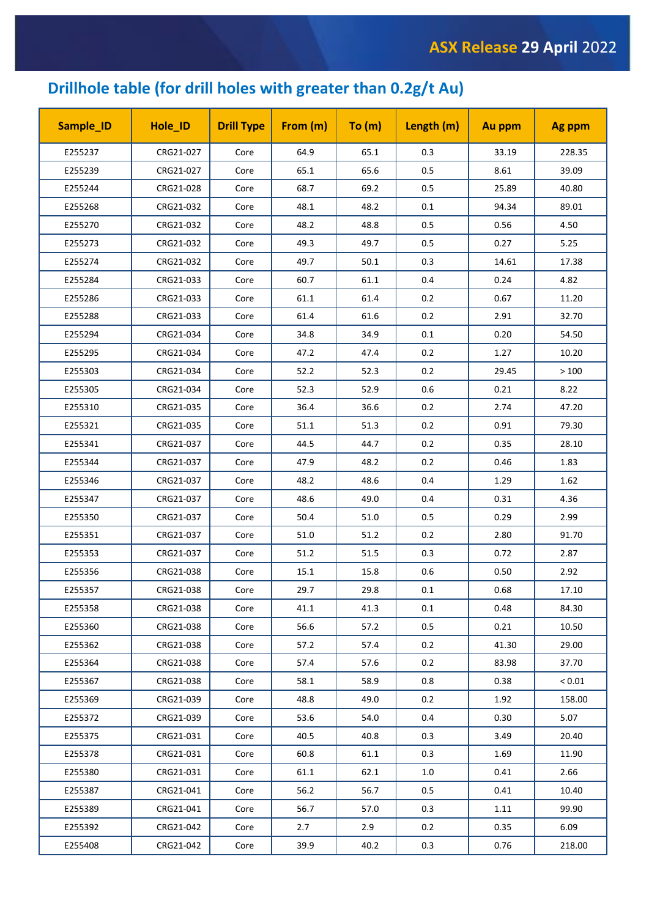## Drillhole table (for drill holes with greater than 0.2g/t Au)

| Sample_ID | Hole_ID | Drill Type | From (m) | To (m) | Length (m) | Au ppm | Ag ppm |
|---|---|---|---|---|---|---|---|
| E255237 | CRG21-027 | Core | 64.9 | 65.1 | 0.3 | 33.19 | 228.35 |
| E255239 | CRG21-027 | Core | 65.1 | 65.6 | 0.5 | 8.61 | 39.09 |
| E255244 | CRG21-028 | Core | 68.7 | 69.2 | 0.5 | 25.89 | 40.80 |
| E255268 | CRG21-032 | Core | 48.1 | 48.2 | 0.1 | 94.34 | 89.01 |
| E255270 | CRG21-032 | Core | 48.2 | 48.8 | 0.5 | 0.56 | 4.50 |
| E255273 | CRG21-032 | Core | 49.3 | 49.7 | 0.5 | 0.27 | 5.25 |
| E255274 | CRG21-032 | Core | 49.7 | 50.1 | 0.3 | 14.61 | 17.38 |
| E255284 | CRG21-033 | Core | 60.7 | 61.1 | 0.4 | 0.24 | 4.82 |
| E255286 | CRG21-033 | Core | 61.1 | 61.4 | 0.2 | 0.67 | 11.20 |
| E255288 | CRG21-033 | Core | 61.4 | 61.6 | 0.2 | 2.91 | 32.70 |
| E255294 | CRG21-034 | Core | 34.8 | 34.9 | 0.1 | 0.20 | 54.50 |
| E255295 | CRG21-034 | Core | 47.2 | 47.4 | 0.2 | 1.27 | 10.20 |
| E255303 | CRG21-034 | Core | 52.2 | 52.3 | 0.2 | 29.45 | > 100 |
| E255305 | CRG21-034 | Core | 52.3 | 52.9 | 0.6 | 0.21 | 8.22 |
| E255310 | CRG21-035 | Core | 36.4 | 36.6 | 0.2 | 2.74 | 47.20 |
| E255321 | CRG21-035 | Core | 51.1 | 51.3 | 0.2 | 0.91 | 79.30 |
| E255341 | CRG21-037 | Core | 44.5 | 44.7 | 0.2 | 0.35 | 28.10 |
| E255344 | CRG21-037 | Core | 47.9 | 48.2 | 0.2 | 0.46 | 1.83 |
| E255346 | CRG21-037 | Core | 48.2 | 48.6 | 0.4 | 1.29 | 1.62 |
| E255347 | CRG21-037 | Core | 48.6 | 49.0 | 0.4 | 0.31 | 4.36 |
| E255350 | CRG21-037 | Core | 50.4 | 51.0 | 0.5 | 0.29 | 2.99 |
| E255351 | CRG21-037 | Core | 51.0 | 51.2 | 0.2 | 2.80 | 91.70 |
| E255353 | CRG21-037 | Core | 51.2 | 51.5 | 0.3 | 0.72 | 2.87 |
| E255356 | CRG21-038 | Core | 15.1 | 15.8 | 0.6 | 0.50 | 2.92 |
| E255357 | CRG21-038 | Core | 29.7 | 29.8 | 0.1 | 0.68 | 17.10 |
| E255358 | CRG21-038 | Core | 41.1 | 41.3 | 0.1 | 0.48 | 84.30 |
| E255360 | CRG21-038 | Core | 56.6 | 57.2 | 0.5 | 0.21 | 10.50 |
| E255362 | CRG21-038 | Core | 57.2 | 57.4 | 0.2 | 41.30 | 29.00 |
| E255364 | CRG21-038 | Core | 57.4 | 57.6 | 0.2 | 83.98 | 37.70 |
| E255367 | CRG21-038 | Core | 58.1 | 58.9 | 0.8 | 0.38 | < 0.01 |
| E255369 | CRG21-039 | Core | 48.8 | 49.0 | 0.2 | 1.92 | 158.00 |
| E255372 | CRG21-039 | Core | 53.6 | 54.0 | 0.4 | 0.30 | 5.07 |
| E255375 | CRG21-031 | Core | 40.5 | 40.8 | 0.3 | 3.49 | 20.40 |
| E255378 | CRG21-031 | Core | 60.8 | 61.1 | 0.3 | 1.69 | 11.90 |
| E255380 | CRG21-031 | Core | 61.1 | 62.1 | 1.0 | 0.41 | 2.66 |
| E255387 | CRG21-041 | Core | 56.2 | 56.7 | 0.5 | 0.41 | 10.40 |
| E255389 | CRG21-041 | Core | 56.7 | 57.0 | 0.3 | 1.11 | 99.90 |
| E255392 | CRG21-042 | Core | 2.7 | 2.9 | 0.2 | 0.35 | 6.09 |
| E255408 | CRG21-042 | Core | 39.9 | 40.2 | 0.3 | 0.76 | 218.00 |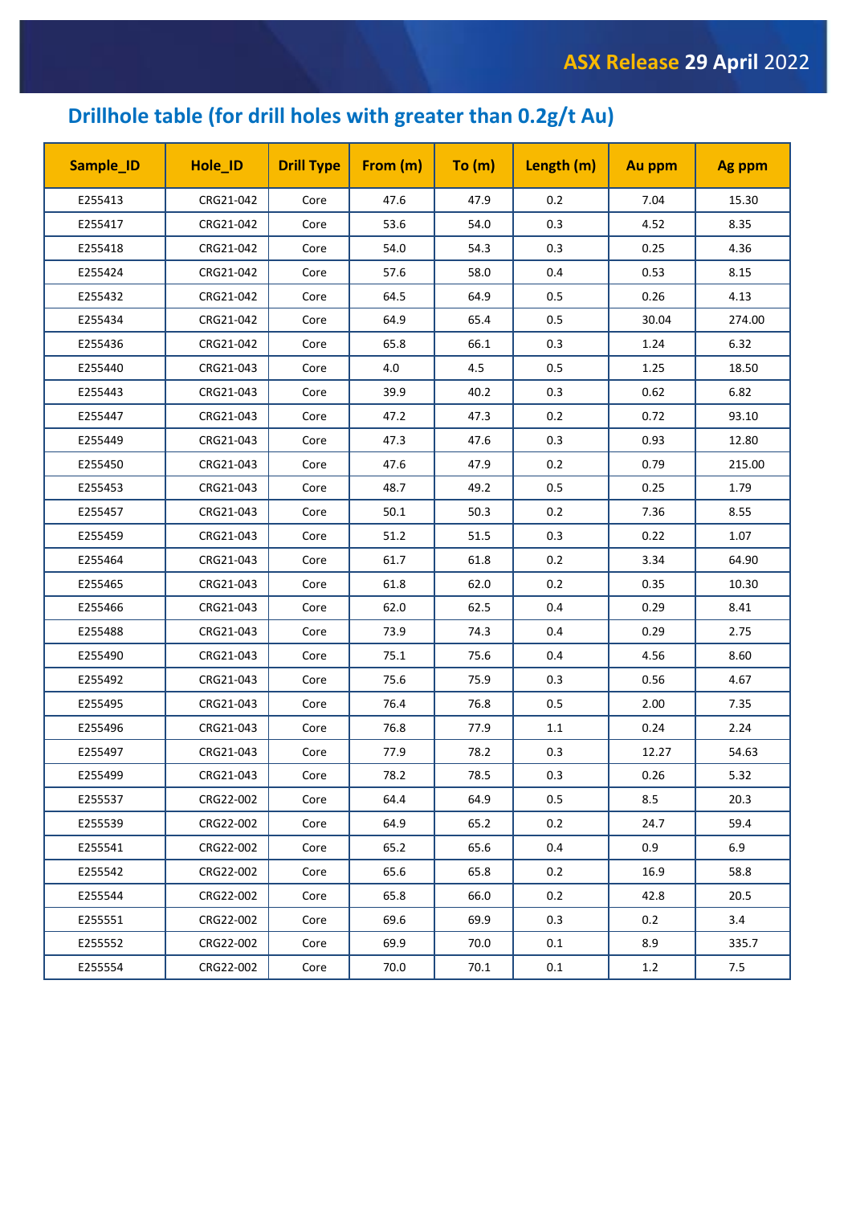## Drillhole table (for drill holes with greater than 0.2g/t Au)

| Sample_ID | Hole_ID | Drill Type | From (m) | To (m) | Length (m) | Au ppm | Ag ppm |
|---|---|---|---|---|---|---|---|
| E255413 | CRG21-042 | Core | 47.6 | 47.9 | 0.2 | 7.04 | 15.30 |
| E255417 | CRG21-042 | Core | 53.6 | 54.0 | 0.3 | 4.52 | 8.35 |
| E255418 | CRG21-042 | Core | 54.0 | 54.3 | 0.3 | 0.25 | 4.36 |
| E255424 | CRG21-042 | Core | 57.6 | 58.0 | 0.4 | 0.53 | 8.15 |
| E255432 | CRG21-042 | Core | 64.5 | 64.9 | 0.5 | 0.26 | 4.13 |
| E255434 | CRG21-042 | Core | 64.9 | 65.4 | 0.5 | 30.04 | 274.00 |
| E255436 | CRG21-042 | Core | 65.8 | 66.1 | 0.3 | 1.24 | 6.32 |
| E255440 | CRG21-043 | Core | 4.0 | 4.5 | 0.5 | 1.25 | 18.50 |
| E255443 | CRG21-043 | Core | 39.9 | 40.2 | 0.3 | 0.62 | 6.82 |
| E255447 | CRG21-043 | Core | 47.2 | 47.3 | 0.2 | 0.72 | 93.10 |
| E255449 | CRG21-043 | Core | 47.3 | 47.6 | 0.3 | 0.93 | 12.80 |
| E255450 | CRG21-043 | Core | 47.6 | 47.9 | 0.2 | 0.79 | 215.00 |
| E255453 | CRG21-043 | Core | 48.7 | 49.2 | 0.5 | 0.25 | 1.79 |
| E255457 | CRG21-043 | Core | 50.1 | 50.3 | 0.2 | 7.36 | 8.55 |
| E255459 | CRG21-043 | Core | 51.2 | 51.5 | 0.3 | 0.22 | 1.07 |
| E255464 | CRG21-043 | Core | 61.7 | 61.8 | 0.2 | 3.34 | 64.90 |
| E255465 | CRG21-043 | Core | 61.8 | 62.0 | 0.2 | 0.35 | 10.30 |
| E255466 | CRG21-043 | Core | 62.0 | 62.5 | 0.4 | 0.29 | 8.41 |
| E255488 | CRG21-043 | Core | 73.9 | 74.3 | 0.4 | 0.29 | 2.75 |
| E255490 | CRG21-043 | Core | 75.1 | 75.6 | 0.4 | 4.56 | 8.60 |
| E255492 | CRG21-043 | Core | 75.6 | 75.9 | 0.3 | 0.56 | 4.67 |
| E255495 | CRG21-043 | Core | 76.4 | 76.8 | 0.5 | 2.00 | 7.35 |
| E255496 | CRG21-043 | Core | 76.8 | 77.9 | 1.1 | 0.24 | 2.24 |
| E255497 | CRG21-043 | Core | 77.9 | 78.2 | 0.3 | 12.27 | 54.63 |
| E255499 | CRG21-043 | Core | 78.2 | 78.5 | 0.3 | 0.26 | 5.32 |
| E255537 | CRG22-002 | Core | 64.4 | 64.9 | 0.5 | 8.5 | 20.3 |
| E255539 | CRG22-002 | Core | 64.9 | 65.2 | 0.2 | 24.7 | 59.4 |
| E255541 | CRG22-002 | Core | 65.2 | 65.6 | 0.4 | 0.9 | 6.9 |
| E255542 | CRG22-002 | Core | 65.6 | 65.8 | 0.2 | 16.9 | 58.8 |
| E255544 | CRG22-002 | Core | 65.8 | 66.0 | 0.2 | 42.8 | 20.5 |
| E255551 | CRG22-002 | Core | 69.6 | 69.9 | 0.3 | 0.2 | 3.4 |
| E255552 | CRG22-002 | Core | 69.9 | 70.0 | 0.1 | 8.9 | 335.7 |
| E255554 | CRG22-002 | Core | 70.0 | 70.1 | 0.1 | 1.2 | 7.5 |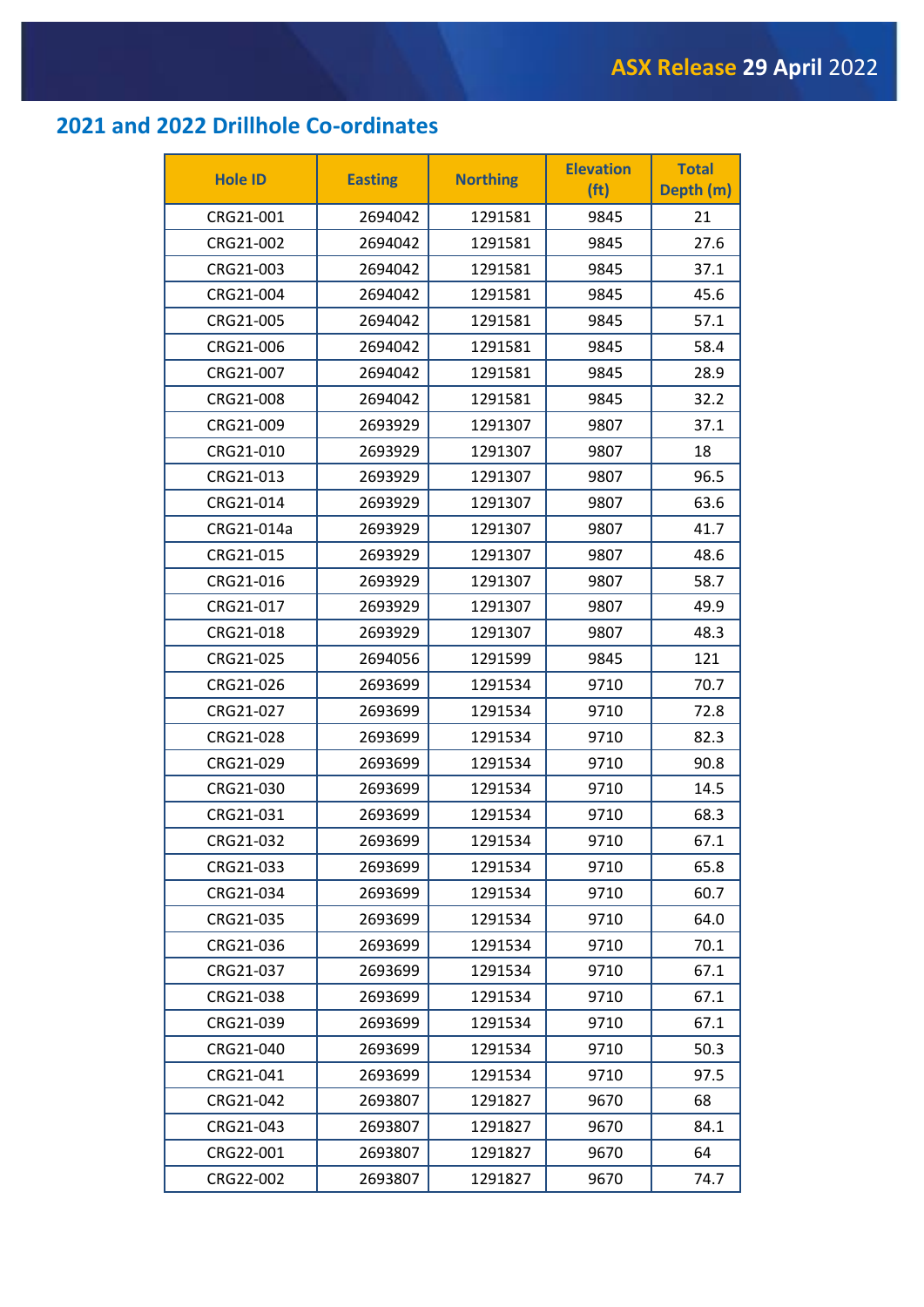## 2021 and 2022 Drillhole Co-ordinates

| Hole ID | Easting | Northing | Elevation (ft) | Total Depth (m) |
|---|---|---|---|---|
| CRG21-001 | 2694042 | 1291581 | 9845 | 21 |
| CRG21-002 | 2694042 | 1291581 | 9845 | 27.6 |
| CRG21-003 | 2694042 | 1291581 | 9845 | 37.1 |
| CRG21-004 | 2694042 | 1291581 | 9845 | 45.6 |
| CRG21-005 | 2694042 | 1291581 | 9845 | 57.1 |
| CRG21-006 | 2694042 | 1291581 | 9845 | 58.4 |
| CRG21-007 | 2694042 | 1291581 | 9845 | 28.9 |
| CRG21-008 | 2694042 | 1291581 | 9845 | 32.2 |
| CRG21-009 | 2693929 | 1291307 | 9807 | 37.1 |
| CRG21-010 | 2693929 | 1291307 | 9807 | 18 |
| CRG21-013 | 2693929 | 1291307 | 9807 | 96.5 |
| CRG21-014 | 2693929 | 1291307 | 9807 | 63.6 |
| CRG21-014a | 2693929 | 1291307 | 9807 | 41.7 |
| CRG21-015 | 2693929 | 1291307 | 9807 | 48.6 |
| CRG21-016 | 2693929 | 1291307 | 9807 | 58.7 |
| CRG21-017 | 2693929 | 1291307 | 9807 | 49.9 |
| CRG21-018 | 2693929 | 1291307 | 9807 | 48.3 |
| CRG21-025 | 2694056 | 1291599 | 9845 | 121 |
| CRG21-026 | 2693699 | 1291534 | 9710 | 70.7 |
| CRG21-027 | 2693699 | 1291534 | 9710 | 72.8 |
| CRG21-028 | 2693699 | 1291534 | 9710 | 82.3 |
| CRG21-029 | 2693699 | 1291534 | 9710 | 90.8 |
| CRG21-030 | 2693699 | 1291534 | 9710 | 14.5 |
| CRG21-031 | 2693699 | 1291534 | 9710 | 68.3 |
| CRG21-032 | 2693699 | 1291534 | 9710 | 67.1 |
| CRG21-033 | 2693699 | 1291534 | 9710 | 65.8 |
| CRG21-034 | 2693699 | 1291534 | 9710 | 60.7 |
| CRG21-035 | 2693699 | 1291534 | 9710 | 64.0 |
| CRG21-036 | 2693699 | 1291534 | 9710 | 70.1 |
| CRG21-037 | 2693699 | 1291534 | 9710 | 67.1 |
| CRG21-038 | 2693699 | 1291534 | 9710 | 67.1 |
| CRG21-039 | 2693699 | 1291534 | 9710 | 67.1 |
| CRG21-040 | 2693699 | 1291534 | 9710 | 50.3 |
| CRG21-041 | 2693699 | 1291534 | 9710 | 97.5 |
| CRG21-042 | 2693807 | 1291827 | 9670 | 68 |
| CRG21-043 | 2693807 | 1291827 | 9670 | 84.1 |
| CRG22-001 | 2693807 | 1291827 | 9670 | 64 |
| CRG22-002 | 2693807 | 1291827 | 9670 | 74.7 |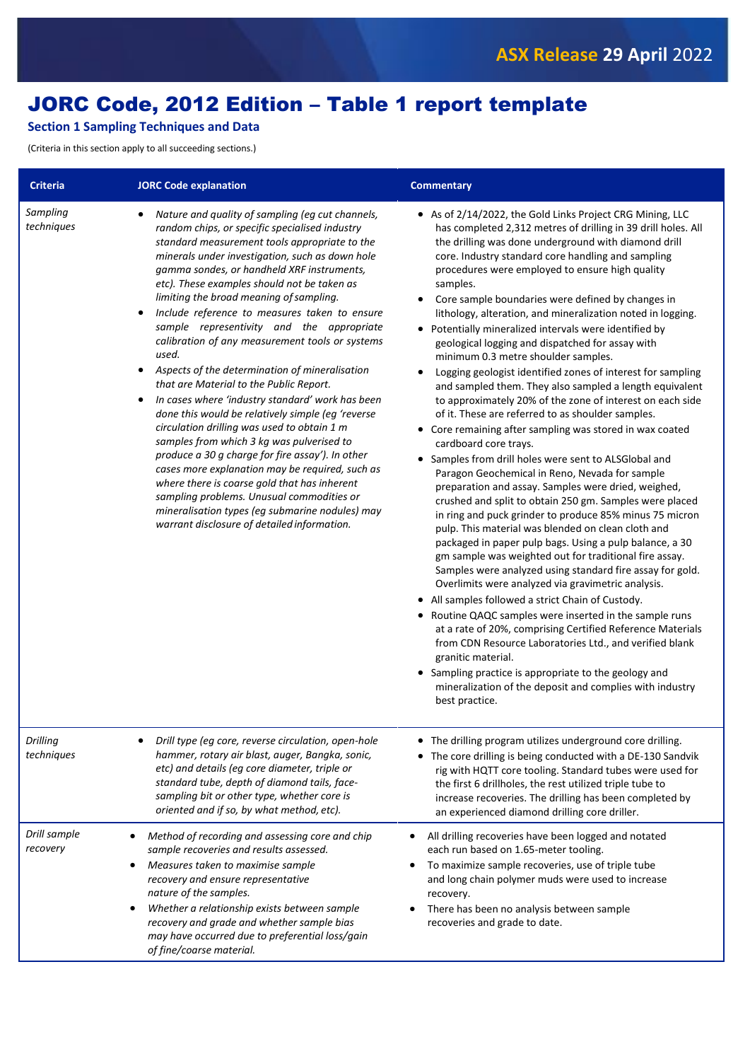# JORC Code, 2012 Edition – Table 1 report template

**Section 1 Sampling Techniques and Data**

(Criteria in this section apply to all succeeding sections.)

| Criteria | JORC Code explanation | Commentary |
|---|---|---|
| *Sampling techniques* | • *Nature and quality of sampling (eg cut channels, random chips, or specific specialised industry standard measurement tools appropriate to the minerals under investigation, such as down hole gamma sondes, or handheld XRF instruments, etc). These examples should not be taken as limiting the broad meaning of sampling.*<br>• *Include reference to measures taken to ensure sample representivity and the appropriate calibration of any measurement tools or systems used.*<br>• *Aspects of the determination of mineralisation that are Material to the Public Report.*<br>• *In cases where 'industry standard' work has been done this would be relatively simple (eg 'reverse circulation drilling was used to obtain 1 m samples from which 3 kg was pulverised to produce a 30 g charge for fire assay'). In other cases more explanation may be required, such as where there is coarse gold that has inherent sampling problems. Unusual commodities or mineralisation types (eg submarine nodules) may warrant disclosure of detailed information.* | • As of 2/14/2022, the Gold Links Project CRG Mining, LLC has completed 2,312 metres of drilling in 39 drill holes. All the drilling was done underground with diamond drill core. Industry standard core handling and sampling procedures were employed to ensure high quality samples.<br>• Core sample boundaries were defined by changes in lithology, alteration, and mineralization noted in logging.<br>• Potentially mineralized intervals were identified by geological logging and dispatched for assay with minimum 0.3 metre shoulder samples.<br>• Logging geologist identified zones of interest for sampling and sampled them. They also sampled a length equivalent to approximately 20% of the zone of interest on each side of it. These are referred to as shoulder samples.<br>• Core remaining after sampling was stored in wax coated cardboard core trays.<br>• Samples from drill holes were sent to ALSGlobal and Paragon Geochemical in Reno, Nevada for sample preparation and assay. Samples were dried, weighed, crushed and split to obtain 250 gm. Samples were placed in ring and puck grinder to produce 85% minus 75 micron pulp. This material was blended on clean cloth and packaged in paper pulp bags. Using a pulp balance, a 30 gm sample was weighted out for traditional fire assay. Samples were analyzed using standard fire assay for gold. Overlimits were analyzed via gravimetric analysis.<br>• All samples followed a strict Chain of Custody.<br>• Routine QAQC samples were inserted in the sample runs at a rate of 20%, comprising Certified Reference Materials from CDN Resource Laboratories Ltd., and verified blank granitic material.<br>• Sampling practice is appropriate to the geology and mineralization of the deposit and complies with industry best practice. |
| *Drilling techniques* | • *Drill type (eg core, reverse circulation, open-hole hammer, rotary air blast, auger, Bangka, sonic, etc) and details (eg core diameter, triple or standard tube, depth of diamond tails, face-sampling bit or other type, whether core is oriented and if so, by what method, etc).* | • The drilling program utilizes underground core drilling.<br>• The core drilling is being conducted with a DE-130 Sandvik rig with HQTT core tooling. Standard tubes were used for the first 6 drillholes, the rest utilized triple tube to increase recoveries. The drilling has been completed by an experienced diamond drilling core driller. |
| *Drill sample recovery* | • *Method of recording and assessing core and chip sample recoveries and results assessed.*<br>• *Measures taken to maximise sample recovery and ensure representative nature of the samples.*<br>• *Whether a relationship exists between sample recovery and grade and whether sample bias may have occurred due to preferential loss/gain of fine/coarse material.* | • All drilling recoveries have been logged and notated each run based on 1.65-meter tooling.<br>• To maximize sample recoveries, use of triple tube and long chain polymer muds were used to increase recovery.<br>• There has been no analysis between sample recoveries and grade to date. |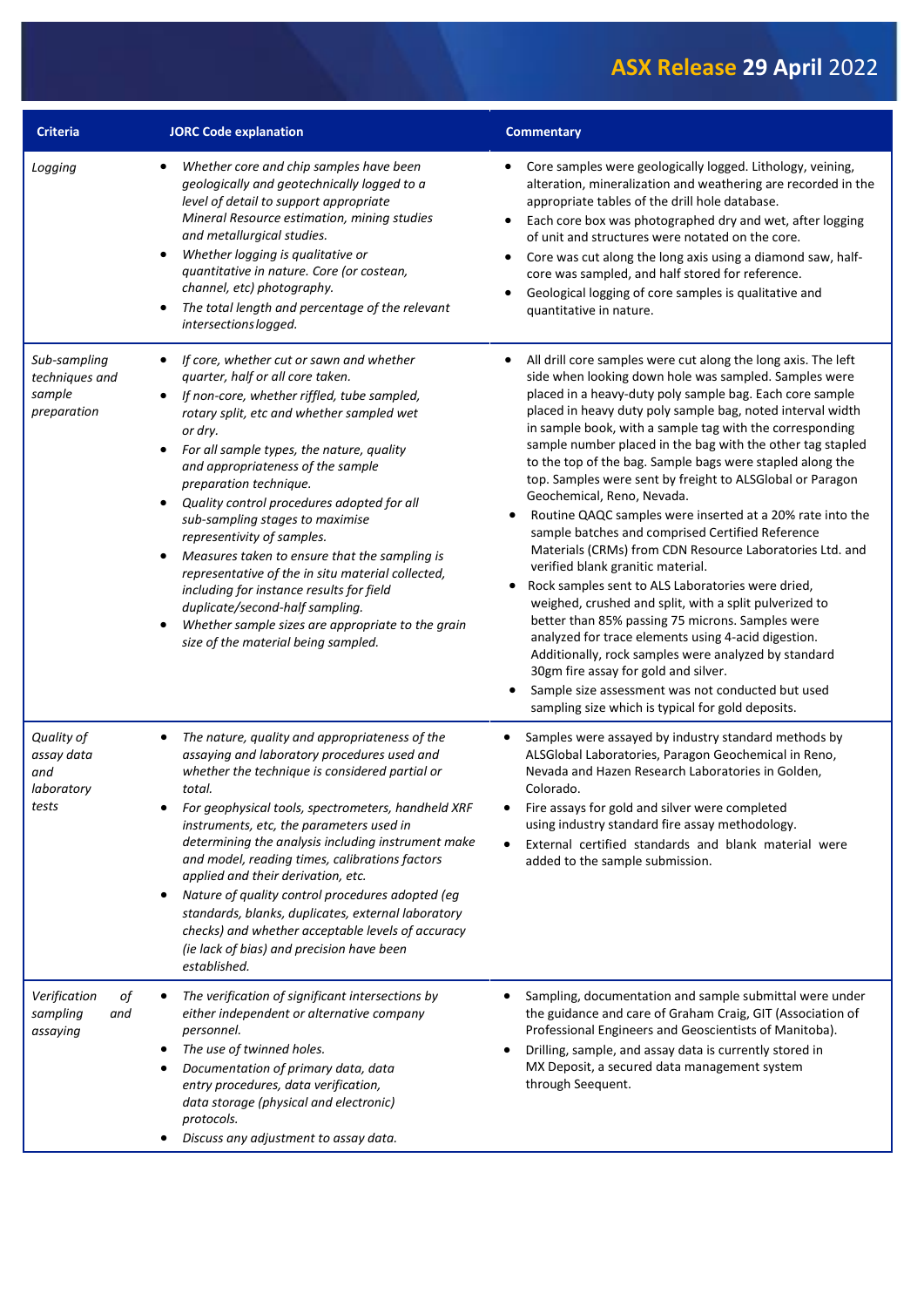| Criteria | JORC Code explanation | Commentary |
|---|---|---|
| *Logging* | • *Whether core and chip samples have been geologically and geotechnically logged to a level of detail to support appropriate Mineral Resource estimation, mining studies and metallurgical studies.*<br>• *Whether logging is qualitative or quantitative in nature. Core (or costean, channel, etc) photography.*<br>• *The total length and percentage of the relevant intersections logged.* | • Core samples were geologically logged. Lithology, veining, alteration, mineralization and weathering are recorded in the appropriate tables of the drill hole database.<br>• Each core box was photographed dry and wet, after logging of unit and structures were notated on the core.<br>• Core was cut along the long axis using a diamond saw, half-core was sampled, and half stored for reference.<br>• Geological logging of core samples is qualitative and quantitative in nature. |
| *Sub-sampling techniques and sample preparation* | • *If core, whether cut or sawn and whether quarter, half or all core taken.*<br>• *If non-core, whether riffled, tube sampled, rotary split, etc and whether sampled wet or dry.*<br>• *For all sample types, the nature, quality and appropriateness of the sample preparation technique.*<br>• *Quality control procedures adopted for all sub-sampling stages to maximise representivity of samples.*<br>• *Measures taken to ensure that the sampling is representative of the in situ material collected, including for instance results for field duplicate/second-half sampling.*<br>• *Whether sample sizes are appropriate to the grain size of the material being sampled.* | • All drill core samples were cut along the long axis. The left side when looking down hole was sampled. Samples were placed in a heavy-duty poly sample bag. Each core sample placed in heavy duty poly sample bag, noted interval width in sample book, with a sample tag with the corresponding sample number placed in the bag with the other tag stapled to the top of the bag. Sample bags were stapled along the top. Samples were sent by freight to ALSGlobal or Paragon Geochemical, Reno, Nevada.<br>• Routine QAQC samples were inserted at a 20% rate into the sample batches and comprised Certified Reference Materials (CRMs) from CDN Resource Laboratories Ltd. and verified blank granitic material.<br>• Rock samples sent to ALS Laboratories were dried, weighed, crushed and split, with a split pulverized to better than 85% passing 75 microns. Samples were analyzed for trace elements using 4-acid digestion. Additionally, rock samples were analyzed by standard 30gm fire assay for gold and silver.<br>• Sample size assessment was not conducted but used sampling size which is typical for gold deposits. |
| *Quality of assay data and laboratory tests* | • *The nature, quality and appropriateness of the assaying and laboratory procedures used and whether the technique is considered partial or total.*<br>• *For geophysical tools, spectrometers, handheld XRF instruments, etc, the parameters used in determining the analysis including instrument make and model, reading times, calibrations factors applied and their derivation, etc.*<br>• *Nature of quality control procedures adopted (eg standards, blanks, duplicates, external laboratory checks) and whether acceptable levels of accuracy (ie lack of bias) and precision have been established.* | • Samples were assayed by industry standard methods by ALSGlobal Laboratories, Paragon Geochemical in Reno, Nevada and Hazen Research Laboratories in Golden, Colorado.<br>• Fire assays for gold and silver were completed using industry standard fire assay methodology.<br>• External certified standards and blank material were added to the sample submission. |
| *Verification of sampling and assaying* | • *The verification of significant intersections by either independent or alternative company personnel.*<br>• *The use of twinned holes.*<br>• *Documentation of primary data, data entry procedures, data verification, data storage (physical and electronic) protocols.*<br>• *Discuss any adjustment to assay data.* | • Sampling, documentation and sample submittal were under the guidance and care of Graham Craig, GIT (Association of Professional Engineers and Geoscientists of Manitoba).<br>• Drilling, sample, and assay data is currently stored in MX Deposit, a secured data management system through Seequent. |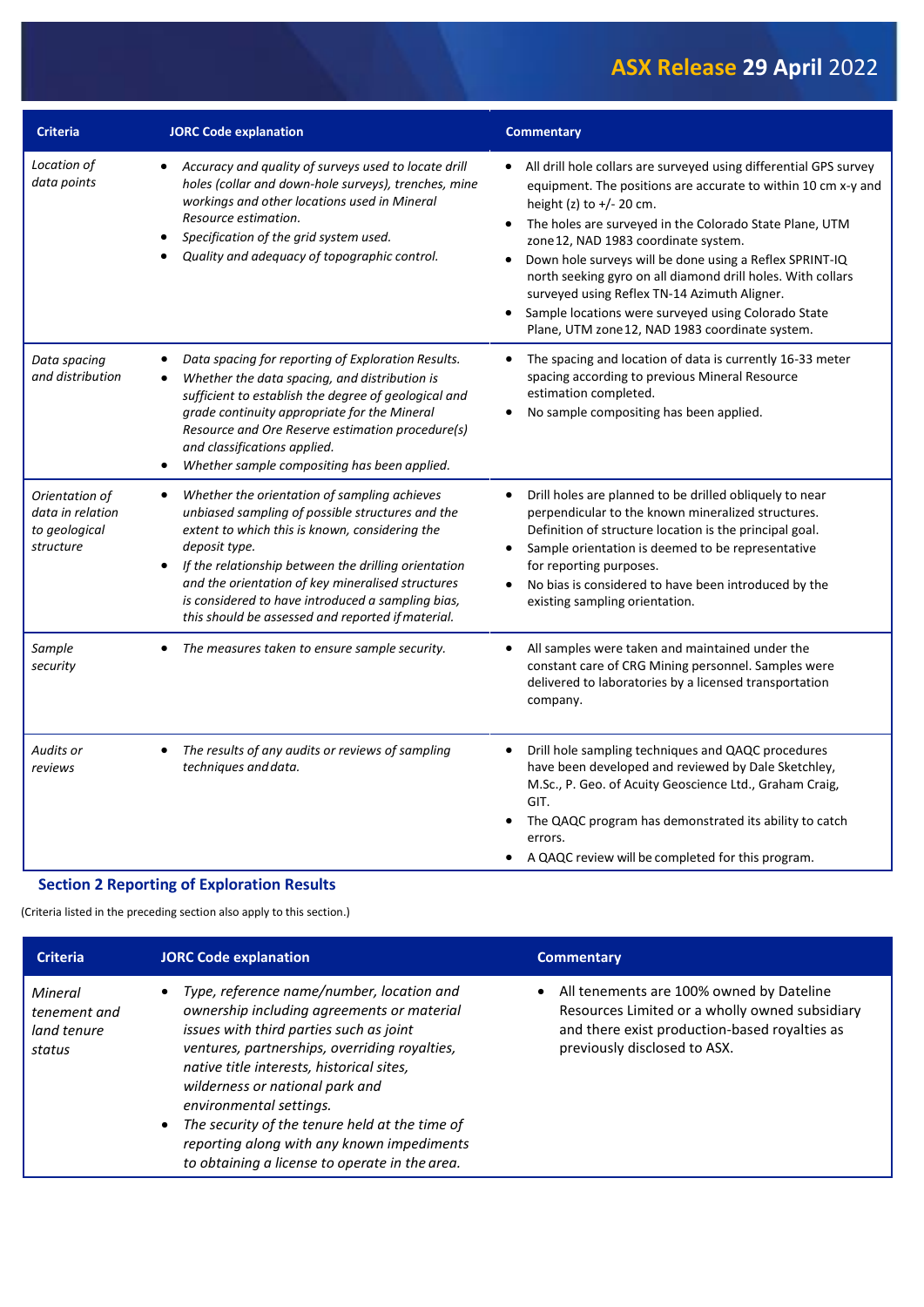| Criteria | JORC Code explanation | Commentary |
|---|---|---|
| *Location of data points* | • *Accuracy and quality of surveys used to locate drill holes (collar and down-hole surveys), trenches, mine workings and other locations used in Mineral Resource estimation.*<br>• *Specification of the grid system used.*<br>• *Quality and adequacy of topographic control.* | • All drill hole collars are surveyed using differential GPS survey equipment. The positions are accurate to within 10 cm x-y and height (z) to +/- 20 cm.<br>• The holes are surveyed in the Colorado State Plane, UTM zone 12, NAD 1983 coordinate system.<br>• Down hole surveys will be done using a Reflex SPRINT-IQ north seeking gyro on all diamond drill holes. With collars surveyed using Reflex TN-14 Azimuth Aligner.<br>• Sample locations were surveyed using Colorado State Plane, UTM zone 12, NAD 1983 coordinate system. |
| *Data spacing and distribution* | • *Data spacing for reporting of Exploration Results.*<br>• *Whether the data spacing, and distribution is sufficient to establish the degree of geological and grade continuity appropriate for the Mineral Resource and Ore Reserve estimation procedure(s) and classifications applied.*<br>• *Whether sample compositing has been applied.* | • The spacing and location of data is currently 16-33 meter spacing according to previous Mineral Resource estimation completed.<br>• No sample compositing has been applied. |
| *Orientation of data in relation to geological structure* | • *Whether the orientation of sampling achieves unbiased sampling of possible structures and the extent to which this is known, considering the deposit type.*<br>• *If the relationship between the drilling orientation and the orientation of key mineralised structures is considered to have introduced a sampling bias, this should be assessed and reported if material.* | • Drill holes are planned to be drilled obliquely to near perpendicular to the known mineralized structures. Definition of structure location is the principal goal.<br>• Sample orientation is deemed to be representative for reporting purposes.<br>• No bias is considered to have been introduced by the existing sampling orientation. |
| *Sample security* | • *The measures taken to ensure sample security.* | • All samples were taken and maintained under the constant care of CRG Mining personnel. Samples were delivered to laboratories by a licensed transportation company. |
| *Audits or reviews* | • *The results of any audits or reviews of sampling techniques and data.* | • Drill hole sampling techniques and QAQC procedures have been developed and reviewed by Dale Sketchley, M.Sc., P. Geo. of Acuity Geoscience Ltd., Graham Craig, GIT.<br>• The QAQC program has demonstrated its ability to catch errors.<br>• A QAQC review will be completed for this program. |

## Section 2 Reporting of Exploration Results

(Criteria listed in the preceding section also apply to this section.)

| Criteria | JORC Code explanation | Commentary |
|---|---|---|
| *Mineral tenement and land tenure status* | • *Type, reference name/number, location and ownership including agreements or material issues with third parties such as joint ventures, partnerships, overriding royalties, native title interests, historical sites, wilderness or national park and environmental settings.*<br>• *The security of the tenure held at the time of reporting along with any known impediments to obtaining a license to operate in the area.* | • All tenements are 100% owned by Dateline Resources Limited or a wholly owned subsidiary and there exist production-based royalties as previously disclosed to ASX. |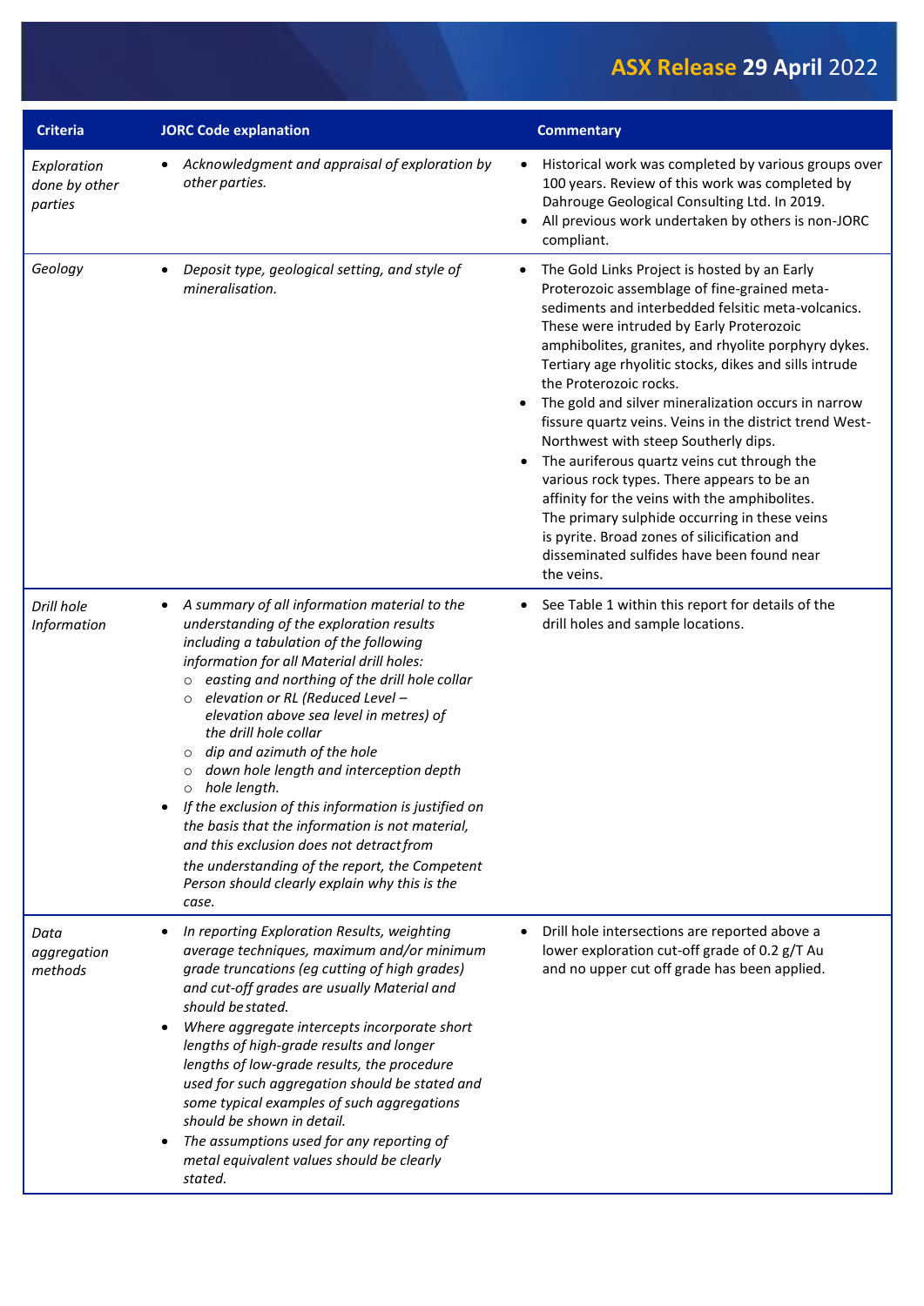| Criteria | JORC Code explanation | Commentary |
|---|---|---|
| *Exploration done by other parties* | • *Acknowledgment and appraisal of exploration by other parties.* | • Historical work was completed by various groups over 100 years. Review of this work was completed by Dahrouge Geological Consulting Ltd. In 2019.<br>• All previous work undertaken by others is non-JORC compliant. |
| *Geology* | • *Deposit type, geological setting, and style of mineralisation.* | • The Gold Links Project is hosted by an Early Proterozoic assemblage of fine-grained meta-sediments and interbedded felsitic meta-volcanics. These were intruded by Early Proterozoic amphibolites, granites, and rhyolite porphyry dykes. Tertiary age rhyolitic stocks, dikes and sills intrude the Proterozoic rocks.<br>• The gold and silver mineralization occurs in narrow fissure quartz veins. Veins in the district trend West-Northwest with steep Southerly dips.<br>• The auriferous quartz veins cut through the various rock types. There appears to be an affinity for the veins with the amphibolites. The primary sulphide occurring in these veins is pyrite. Broad zones of silicification and disseminated sulfides have been found near the veins. |
| *Drill hole Information* | • *A summary of all information material to the understanding of the exploration results including a tabulation of the following information for all Material drill holes:*<br>  ○ *easting and northing of the drill hole collar*<br>  ○ *elevation or RL (Reduced Level – elevation above sea level in metres) of the drill hole collar*<br>  ○ *dip and azimuth of the hole*<br>  ○ *down hole length and interception depth*<br>  ○ *hole length.*<br>• *If the exclusion of this information is justified on the basis that the information is not material, and this exclusion does not detract from the understanding of the report, the Competent Person should clearly explain why this is the case.* | • See Table 1 within this report for details of the drill holes and sample locations. |
| *Data aggregation methods* | • *In reporting Exploration Results, weighting average techniques, maximum and/or minimum grade truncations (eg cutting of high grades) and cut-off grades are usually Material and should be stated.*<br>• *Where aggregate intercepts incorporate short lengths of high-grade results and longer lengths of low-grade results, the procedure used for such aggregation should be stated and some typical examples of such aggregations should be shown in detail.*<br>• *The assumptions used for any reporting of metal equivalent values should be clearly stated.* | • Drill hole intersections are reported above a lower exploration cut-off grade of 0.2 g/T Au and no upper cut off grade has been applied. |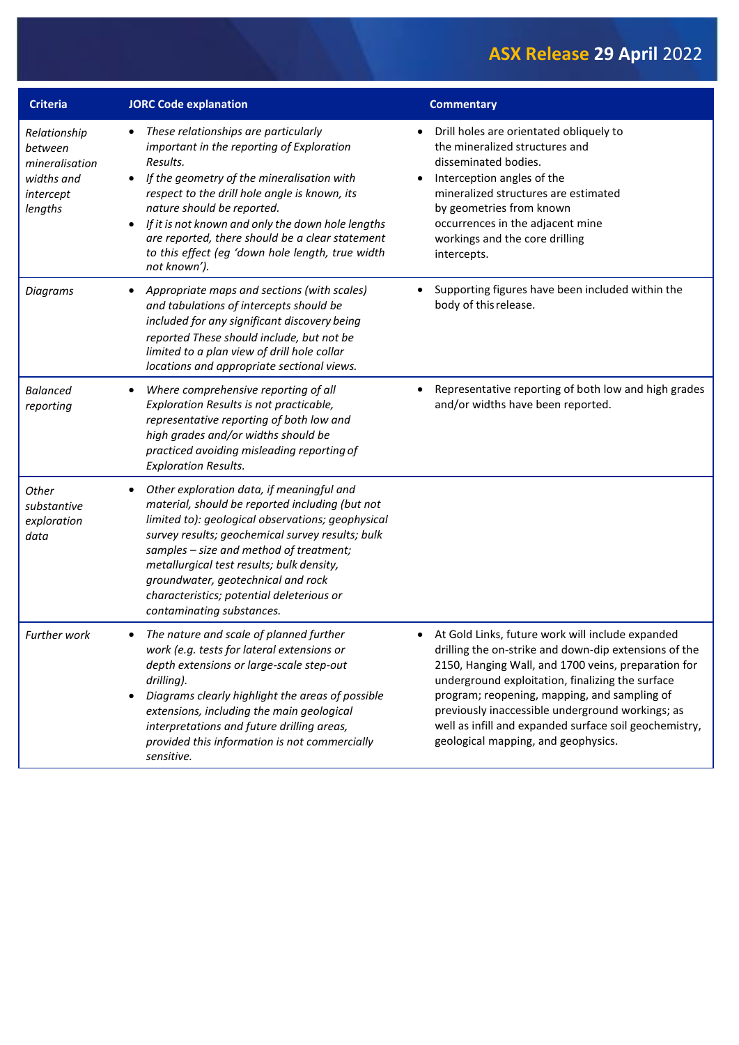| Criteria | JORC Code explanation | Commentary |
|---|---|---|
| *Relationship between mineralisation widths and intercept lengths* | • *These relationships are particularly important in the reporting of Exploration Results.*<br>• *If the geometry of the mineralisation with respect to the drill hole angle is known, its nature should be reported.*<br>• *If it is not known and only the down hole lengths are reported, there should be a clear statement to this effect (eg 'down hole length, true width not known').* | • Drill holes are orientated obliquely to the mineralized structures and disseminated bodies.<br>• Interception angles of the mineralized structures are estimated by geometries from known occurrences in the adjacent mine workings and the core drilling intercepts. |
| *Diagrams* | • *Appropriate maps and sections (with scales) and tabulations of intercepts should be included for any significant discovery being reported These should include, but not be limited to a plan view of drill hole collar locations and appropriate sectional views.* | • Supporting figures have been included within the body of this release. |
| *Balanced reporting* | • *Where comprehensive reporting of all Exploration Results is not practicable, representative reporting of both low and high grades and/or widths should be practiced avoiding misleading reporting of Exploration Results.* | • Representative reporting of both low and high grades and/or widths have been reported. |
| *Other substantive exploration data* | • *Other exploration data, if meaningful and material, should be reported including (but not limited to): geological observations; geophysical survey results; geochemical survey results; bulk samples – size and method of treatment; metallurgical test results; bulk density, groundwater, geotechnical and rock characteristics; potential deleterious or contaminating substances.* | |
| *Further work* | • *The nature and scale of planned further work (e.g. tests for lateral extensions or depth extensions or large-scale step-out drilling).*<br>• *Diagrams clearly highlight the areas of possible extensions, including the main geological interpretations and future drilling areas, provided this information is not commercially sensitive.* | • At Gold Links, future work will include expanded drilling the on-strike and down-dip extensions of the 2150, Hanging Wall, and 1700 veins, preparation for underground exploitation, finalizing the surface program; reopening, mapping, and sampling of previously inaccessible underground workings; as well as infill and expanded surface soil geochemistry, geological mapping, and geophysics. |